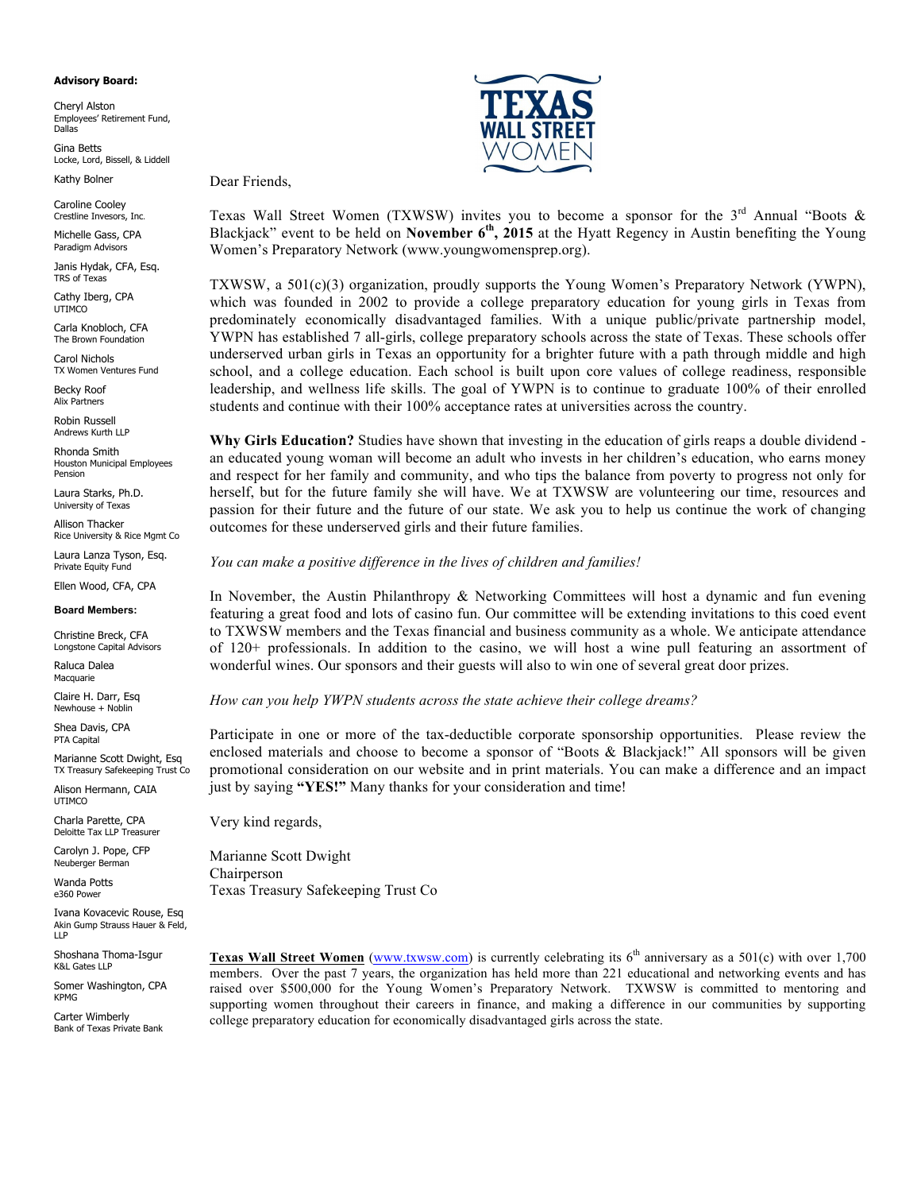**Advisory Board:**

Cheryl Alston
Employees' Retirement Fund, Dallas

Gina Betts
Locke, Lord, Bissell, & Liddell

Kathy Bolner

Caroline Cooley
Crestline Invesors, Inc.

Michelle Gass, CPA
Paradigm Advisors

Janis Hydak, CFA, Esq.
TRS of Texas

Cathy Iberg, CPA
UTIMCO

Carla Knobloch, CFA
The Brown Foundation

Carol Nichols
TX Women Ventures Fund

Becky Roof
Alix Partners

Robin Russell
Andrews Kurth LLP

Rhonda Smith
Houston Municipal Employees Pension

Laura Starks, Ph.D.
University of Texas

Allison Thacker
Rice University & Rice Mgmt Co

Laura Lanza Tyson, Esq.
Private Equity Fund

Ellen Wood, CFA, CPA

**Board Members:**

Christine Breck, CFA
Longstone Capital Advisors

Raluca Dalea
Macquarie

Claire H. Darr, Esq
Newhouse + Noblin

Shea Davis, CPA
PTA Capital

Marianne Scott Dwight, Esq
TX Treasury Safekeeping Trust Co

Alison Hermann, CAIA
UTIMCO

Charla Parette, CPA
Deloitte Tax LLP Treasurer

Carolyn J. Pope, CFP
Neuberger Berman

Wanda Potts
e360 Power

Ivana Kovacevic Rouse, Esq
Akin Gump Strauss Hauer & Feld, LLP

Shoshana Thoma-Isgur
K&L Gates LLP

Somer Washington, CPA
KPMG

Carter Wimberly
Bank of Texas Private Bank

TEXAS WALL STREET WOMEN

Dear Friends,

Texas Wall Street Women (TXWSW) invites you to become a sponsor for the 3rd Annual "Boots & Blackjack" event to be held on **November 6th, 2015** at the Hyatt Regency in Austin benefiting the Young Women's Preparatory Network (www.youngwomensprep.org).

TXWSW, a 501(c)(3) organization, proudly supports the Young Women's Preparatory Network (YWPN), which was founded in 2002 to provide a college preparatory education for young girls in Texas from predominately economically disadvantaged families. With a unique public/private partnership model, YWPN has established 7 all-girls, college preparatory schools across the state of Texas. These schools offer underserved urban girls in Texas an opportunity for a brighter future with a path through middle and high school, and a college education. Each school is built upon core values of college readiness, responsible leadership, and wellness life skills. The goal of YWPN is to continue to graduate 100% of their enrolled students and continue with their 100% acceptance rates at universities across the country.

**Why Girls Education?** Studies have shown that investing in the education of girls reaps a double dividend - an educated young woman will become an adult who invests in her children's education, who earns money and respect for her family and community, and who tips the balance from poverty to progress not only for herself, but for the future family she will have. We at TXWSW are volunteering our time, resources and passion for their future and the future of our state. We ask you to help us continue the work of changing outcomes for these underserved girls and their future families.

*You can make a positive difference in the lives of children and families!*

In November, the Austin Philanthropy & Networking Committees will host a dynamic and fun evening featuring a great food and lots of casino fun. Our committee will be extending invitations to this coed event to TXWSW members and the Texas financial and business community as a whole. We anticipate attendance of 120+ professionals. In addition to the casino, we will host a wine pull featuring an assortment of wonderful wines. Our sponsors and their guests will also to win one of several great door prizes.

*How can you help YWPN students across the state achieve their college dreams?*

Participate in one or more of the tax-deductible corporate sponsorship opportunities. Please review the enclosed materials and choose to become a sponsor of "Boots & Blackjack!" All sponsors will be given promotional consideration on our website and in print materials. You can make a difference and an impact just by saying **"YES!"** Many thanks for your consideration and time!

Very kind regards,

Marianne Scott Dwight
Chairperson
Texas Treasury Safekeeping Trust Co

**Texas Wall Street Women** (www.txwsw.com) is currently celebrating its 6th anniversary as a 501(c) with over 1,700 members. Over the past 7 years, the organization has held more than 221 educational and networking events and has raised over $500,000 for the Young Women's Preparatory Network. TXWSW is committed to mentoring and supporting women throughout their careers in finance, and making a difference in our communities by supporting college preparatory education for economically disadvantaged girls across the state.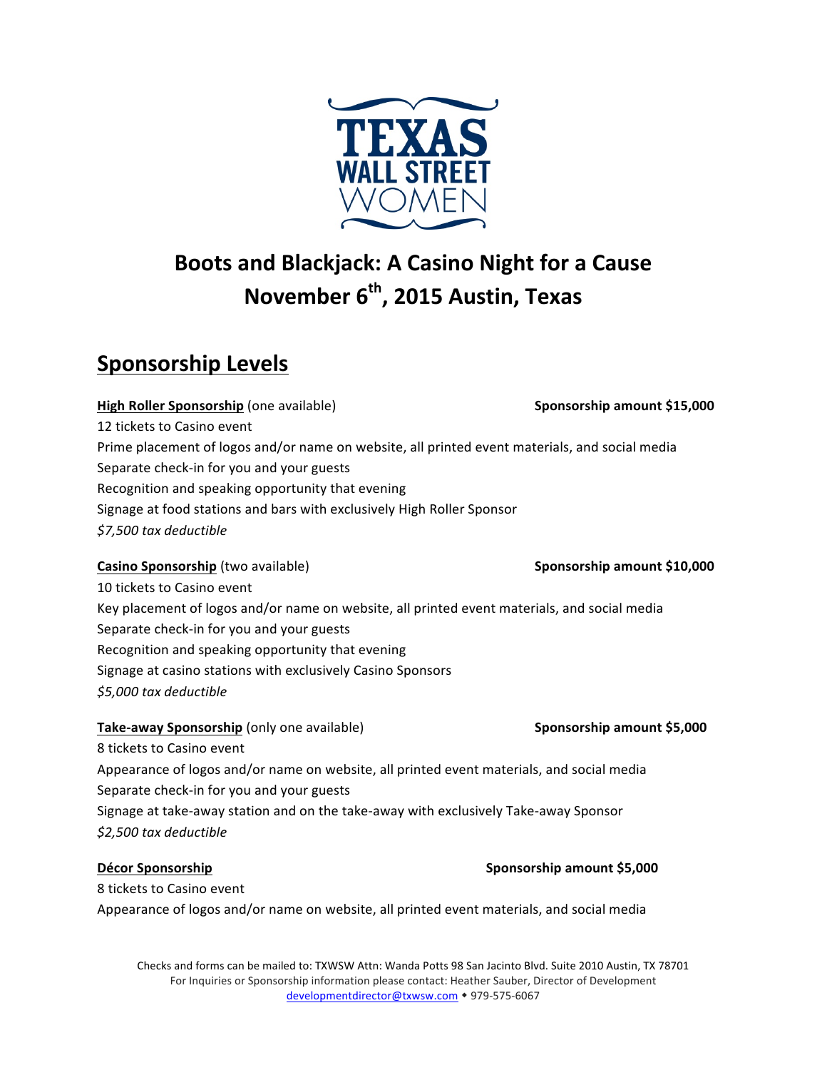TEXAS WALL STREET WOMEN

# Boots and Blackjack: A Casino Night for a Cause
# November 6th, 2015 Austin, Texas

## Sponsorship Levels

**High Roller Sponsorship** (one available) **Sponsorship amount $15,000**

12 tickets to Casino event
Prime placement of logos and/or name on website, all printed event materials, and social media
Separate check-in for you and your guests
Recognition and speaking opportunity that evening
Signage at food stations and bars with exclusively High Roller Sponsor
*$7,500 tax deductible*

**Casino Sponsorship** (two available) **Sponsorship amount $10,000**

10 tickets to Casino event
Key placement of logos and/or name on website, all printed event materials, and social media
Separate check-in for you and your guests
Recognition and speaking opportunity that evening
Signage at casino stations with exclusively Casino Sponsors
*$5,000 tax deductible*

**Take-away Sponsorship** (only one available) **Sponsorship amount $5,000**

8 tickets to Casino event
Appearance of logos and/or name on website, all printed event materials, and social media
Separate check-in for you and your guests
Signage at take-away station and on the take-away with exclusively Take-away Sponsor
*$2,500 tax deductible*

**Décor Sponsorship** **Sponsorship amount $5,000**

8 tickets to Casino event
Appearance of logos and/or name on website, all printed event materials, and social media

Checks and forms can be mailed to: TXWSW Attn: Wanda Potts 98 San Jacinto Blvd. Suite 2010 Austin, TX 78701
For Inquiries or Sponsorship information please contact: Heather Sauber, Director of Development
developmentdirector@txwsw.com ◆ 979-575-6067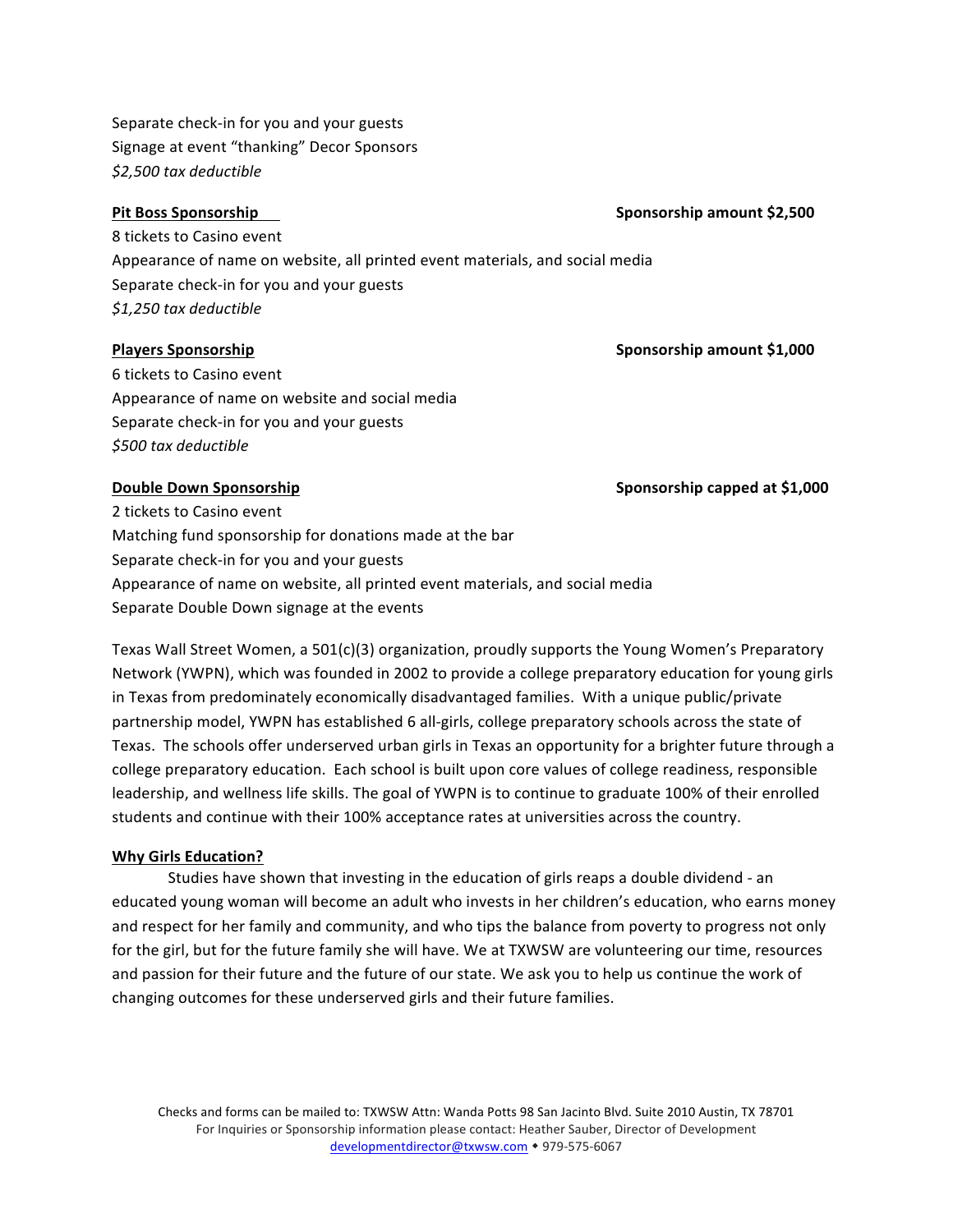Separate check-in for you and your guests
Signage at event "thanking" Decor Sponsors
*$2,500 tax deductible*

**Pit Boss Sponsorship** **Sponsorship amount $2,500**

8 tickets to Casino event
Appearance of name on website, all printed event materials, and social media
Separate check-in for you and your guests
*$1,250 tax deductible*

**Players Sponsorship** **Sponsorship amount $1,000**

6 tickets to Casino event
Appearance of name on website and social media
Separate check-in for you and your guests
*$500 tax deductible*

**Double Down Sponsorship** **Sponsorship capped at $1,000**

2 tickets to Casino event
Matching fund sponsorship for donations made at the bar
Separate check-in for you and your guests
Appearance of name on website, all printed event materials, and social media
Separate Double Down signage at the events

Texas Wall Street Women, a 501(c)(3) organization, proudly supports the Young Women's Preparatory Network (YWPN), which was founded in 2002 to provide a college preparatory education for young girls in Texas from predominately economically disadvantaged families. With a unique public/private partnership model, YWPN has established 6 all-girls, college preparatory schools across the state of Texas. The schools offer underserved urban girls in Texas an opportunity for a brighter future through a college preparatory education. Each school is built upon core values of college readiness, responsible leadership, and wellness life skills. The goal of YWPN is to continue to graduate 100% of their enrolled students and continue with their 100% acceptance rates at universities across the country.

**Why Girls Education?**

Studies have shown that investing in the education of girls reaps a double dividend - an educated young woman will become an adult who invests in her children's education, who earns money and respect for her family and community, and who tips the balance from poverty to progress not only for the girl, but for the future family she will have. We at TXWSW are volunteering our time, resources and passion for their future and the future of our state. We ask you to help us continue the work of changing outcomes for these underserved girls and their future families.

Checks and forms can be mailed to: TXWSW Attn: Wanda Potts 98 San Jacinto Blvd. Suite 2010 Austin, TX 78701
For Inquiries or Sponsorship information please contact: Heather Sauber, Director of Development
developmentdirector@txwsw.com ◆ 979-575-6067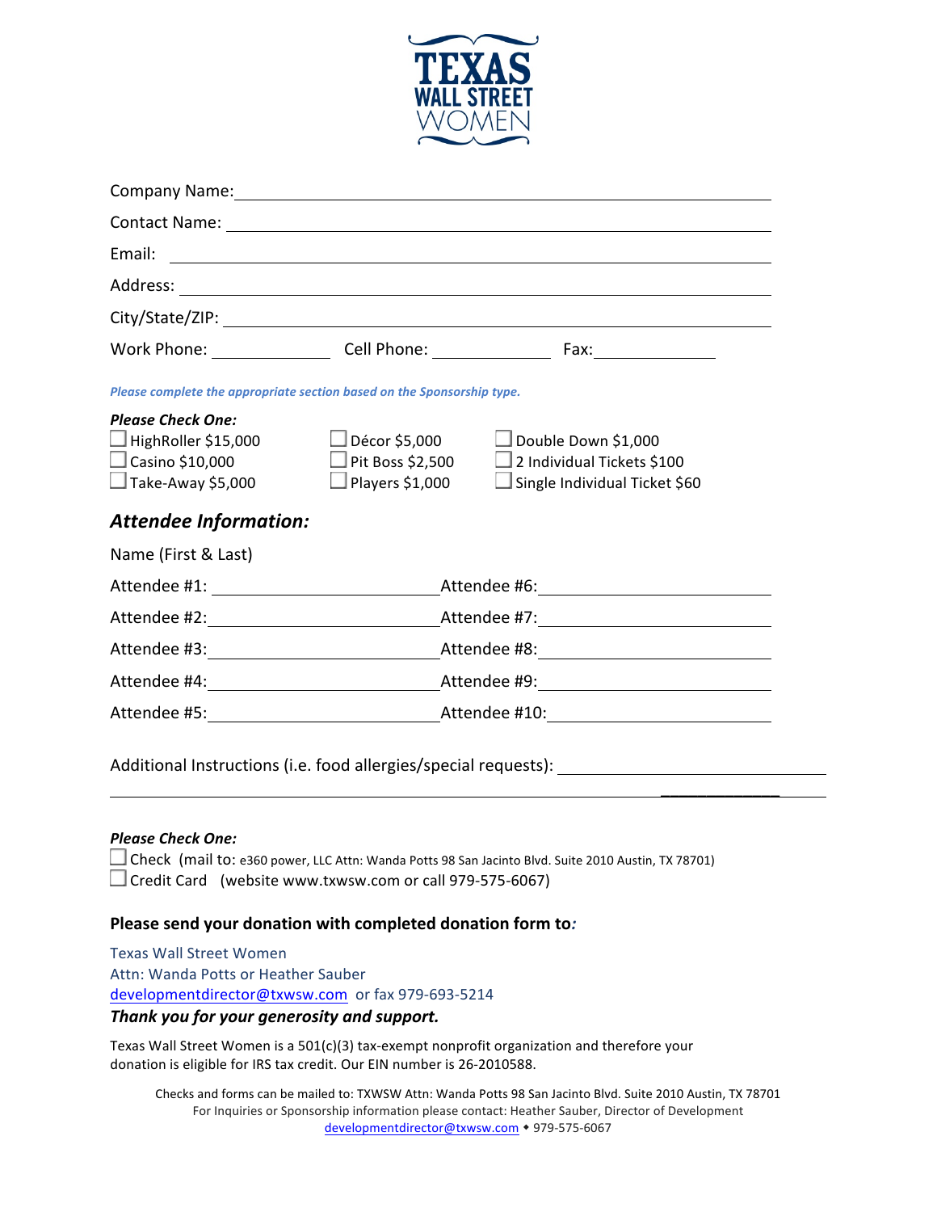TEXAS WALL STREET WOMEN

Company Name: ______________________________________________

Contact Name: ______________________________________________

Email: ______________________________________________

Address: ______________________________________________

City/State/ZIP: ______________________________________________

Work Phone: ____________ Cell Phone: ____________ Fax: ____________

*Please complete the appropriate section based on the Sponsorship type.*

***Please Check One:***

- ☐ HighRoller $15,000
- ☐ Casino $10,000
- ☐ Take-Away $5,000
- ☐ Décor $5,000
- ☐ Pit Boss $2,500
- ☐ Players $1,000
- ☐ Double Down $1,000
- ☐ 2 Individual Tickets $100
- ☐ Single Individual Ticket $60

## *Attendee Information:*

Name (First & Last)

| | |
|---|---|
| Attendee #1: ____________ | Attendee #6: ____________ |
| Attendee #2: ____________ | Attendee #7: ____________ |
| Attendee #3: ____________ | Attendee #8: ____________ |
| Attendee #4: ____________ | Attendee #9: ____________ |
| Attendee #5: ____________ | Attendee #10: ____________ |

Additional Instructions (i.e. food allergies/special requests): ______________________________

______________________________________________

***Please Check One:***

- ☐ Check (mail to: e360 power, LLC Attn: Wanda Potts 98 San Jacinto Blvd. Suite 2010 Austin, TX 78701)
- ☐ Credit Card (website www.txwsw.com or call 979-575-6067)

**Please send your donation with completed donation form to:**

Texas Wall Street Women
Attn: Wanda Potts or Heather Sauber
developmentdirector@txwsw.com or fax 979-693-5214

***Thank you for your generosity and support.***

Texas Wall Street Women is a 501(c)(3) tax-exempt nonprofit organization and therefore your donation is eligible for IRS tax credit. Our EIN number is 26-2010588.

Checks and forms can be mailed to: TXWSW Attn: Wanda Potts 98 San Jacinto Blvd. Suite 2010 Austin, TX 78701
For Inquiries or Sponsorship information please contact: Heather Sauber, Director of Development
developmentdirector@txwsw.com ◆ 979-575-6067